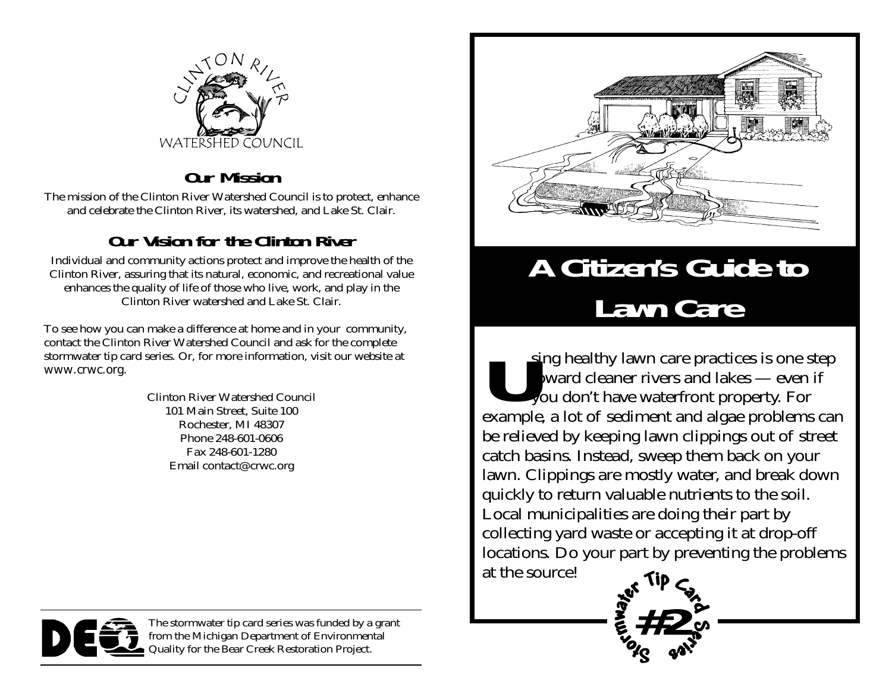CLINTON RIVER WATERSHED COUNCIL

## Our Mission

The mission of the Clinton River Watershed Council is to protect, enhance and celebrate the Clinton River, its watershed, and Lake St. Clair.

## Our Vision for the Clinton River

Individual and community actions protect and improve the health of the Clinton River, assuring that its natural, economic, and recreational value enhances the quality of life of those who live, work, and play in the Clinton River watershed and Lake St. Clair.

To see how you can make a difference at home and in your community, contact the Clinton River Watershed Council and ask for the complete stormwater tip card series. Or, for more information, visit our website at www.crwc.org.

Clinton River Watershed Council
101 Main Street, Suite 100
Rochester, MI 48307
Phone 248-601-0606
Fax 248-601-1280
Email contact@crwc.org

The stormwater tip card series was funded by a grant from the Michigan Department of Environmental Quality for the Bear Creek Restoration Project.

# A Citizen's Guide to Lawn Care

Using healthy lawn care practices is one step toward cleaner rivers and lakes — even if you don't have waterfront property. For example, a lot of sediment and algae problems can be relieved by keeping lawn clippings out of street catch basins. Instead, sweep them back on your lawn. Clippings are mostly water, and break down quickly to return valuable nutrients to the soil. Local municipalities are doing their part by collecting yard waste or accepting it at drop-off locations. Do your part by preventing the problems at the source!

Stormwater Tip Card Series #2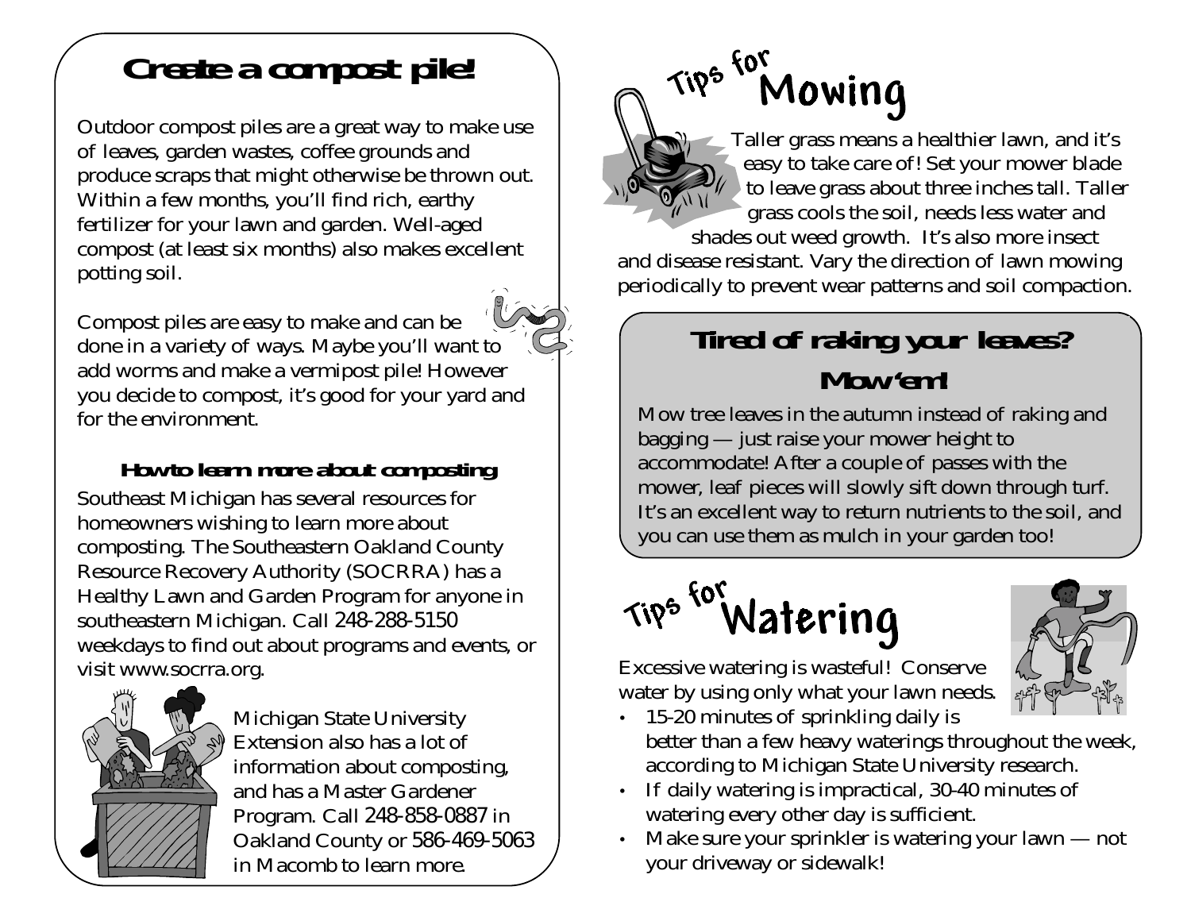## Create a compost pile!

Outdoor compost piles are a great way to make use of leaves, garden wastes, coffee grounds and produce scraps that might otherwise be thrown out. Within a few months, you'll find rich, earthy fertilizer for your lawn and garden. Well-aged compost (at least six months) also makes excellent potting soil.

Compost piles are easy to make and can be done in a variety of ways. Maybe you'll want to add worms and make a vermipost pile! However you decide to compost, it's good for your yard and for the environment.

### How to learn more about composting

Southeast Michigan has several resources for homeowners wishing to learn more about composting. The Southeastern Oakland County Resource Recovery Authority (SOCRRA) has a Healthy Lawn and Garden Program for anyone in southeastern Michigan. Call 248-288-5150 weekdays to find out about programs and events, or visit www.socrra.org.

Michigan State University Extension also has a lot of information about composting, and has a Master Gardener Program. Call 248-858-0887 in Oakland County or 586-469-5063 in Macomb to learn more.

## Tips for Mowing

Taller grass means a healthier lawn, and it's easy to take care of! Set your mower blade to leave grass about three inches tall. Taller grass cools the soil, needs less water and shades out weed growth. It's also more insect and disease resistant. Vary the direction of lawn mowing periodically to prevent wear patterns and soil compaction.

## Tired of raking your leaves? Mow 'em!

Mow tree leaves in the autumn instead of raking and bagging — just raise your mower height to accommodate! After a couple of passes with the mower, leaf pieces will slowly sift down through turf. It's an excellent way to return nutrients to the soil, and you can use them as mulch in your garden too!

## Tips for Watering

Excessive watering is wasteful! Conserve water by using only what your lawn needs.

- 15-20 minutes of sprinkling daily is better than a few heavy waterings throughout the week, according to Michigan State University research.
- If daily watering is impractical, 30-40 minutes of watering every other day is sufficient.
- Make sure your sprinkler is watering your lawn — not your driveway or sidewalk!